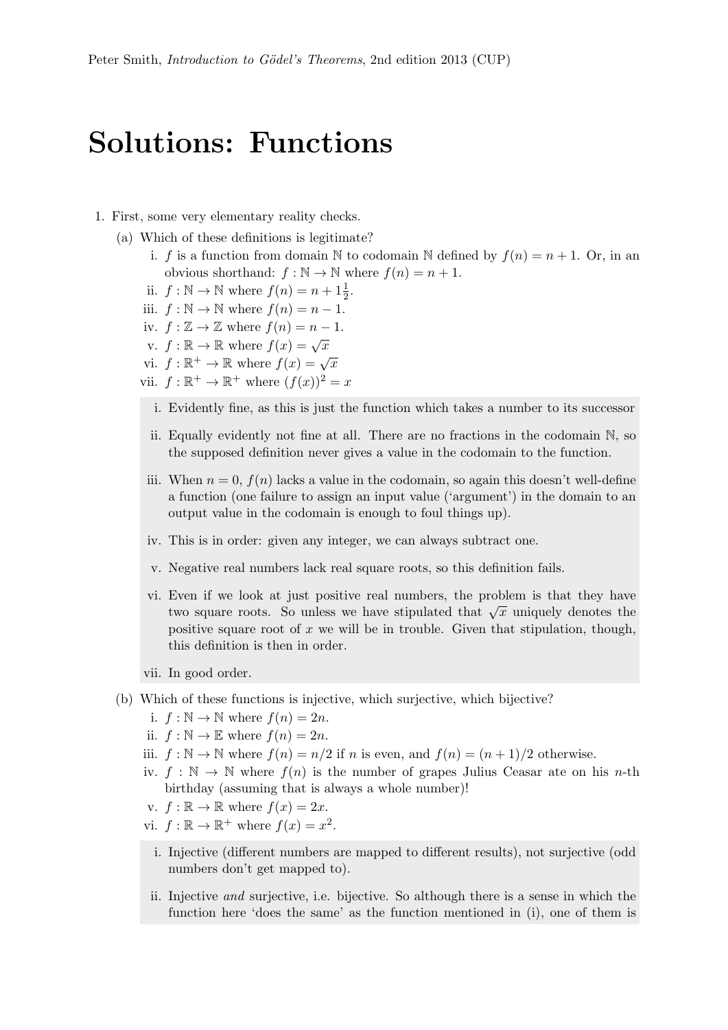# Solutions: Functions

1. First, some very elementary reality checks.

   (a) Which of these definitions is legitimate?

      i. $f$ is a function from domain $\mathbb{N}$ to codomain $\mathbb{N}$ defined by $f(n) = n + 1$. Or, in an obvious shorthand: $f : \mathbb{N} \to \mathbb{N}$ where $f(n) = n + 1$.
      ii. $f : \mathbb{N} \to \mathbb{N}$ where $f(n) = n + 1\frac{1}{2}$.
      iii. $f : \mathbb{N} \to \mathbb{N}$ where $f(n) = n - 1$.
      iv. $f : \mathbb{Z} \to \mathbb{Z}$ where $f(n) = n - 1$.
      v. $f : \mathbb{R} \to \mathbb{R}$ where $f(x) = \sqrt{x}$
      vi. $f : \mathbb{R}^+ \to \mathbb{R}$ where $f(x) = \sqrt{x}$
      vii. $f : \mathbb{R}^+ \to \mathbb{R}^+$ where $(f(x))^2 = x$

      i. Evidently fine, as this is just the function which takes a number to its successor

      ii. Equally evidently not fine at all. There are no fractions in the codomain $\mathbb{N}$, so the supposed definition never gives a value in the codomain to the function.

      iii. When $n = 0$, $f(n)$ lacks a value in the codomain, so again this doesn't well-define a function (one failure to assign an input value ('argument') in the domain to an output value in the codomain is enough to foul things up).

      iv. This is in order: given any integer, we can always subtract one.

      v. Negative real numbers lack real square roots, so this definition fails.

      vi. Even if we look at just positive real numbers, the problem is that they have two square roots. So unless we have stipulated that $\sqrt{x}$ uniquely denotes the positive square root of $x$ we will be in trouble. Given that stipulation, though, this definition is then in order.

      vii. In good order.

   (b) Which of these functions is injective, which surjective, which bijective?

      i. $f : \mathbb{N} \to \mathbb{N}$ where $f(n) = 2n$.
      ii. $f : \mathbb{N} \to \mathbb{E}$ where $f(n) = 2n$.
      iii. $f : \mathbb{N} \to \mathbb{N}$ where $f(n) = n/2$ if $n$ is even, and $f(n) = (n + 1)/2$ otherwise.
      iv. $f : \mathbb{N} \to \mathbb{N}$ where $f(n)$ is the number of grapes Julius Ceasar ate on his $n$-th birthday (assuming that is always a whole number)!
      v. $f : \mathbb{R} \to \mathbb{R}$ where $f(x) = 2x$.
      vi. $f : \mathbb{R} \to \mathbb{R}^+$ where $f(x) = x^2$.

      i. Injective (different numbers are mapped to different results), not surjective (odd numbers don't get mapped to).

      ii. Injective *and* surjective, i.e. bijective. So although there is a sense in which the function here 'does the same' as the function mentioned in (i), one of them is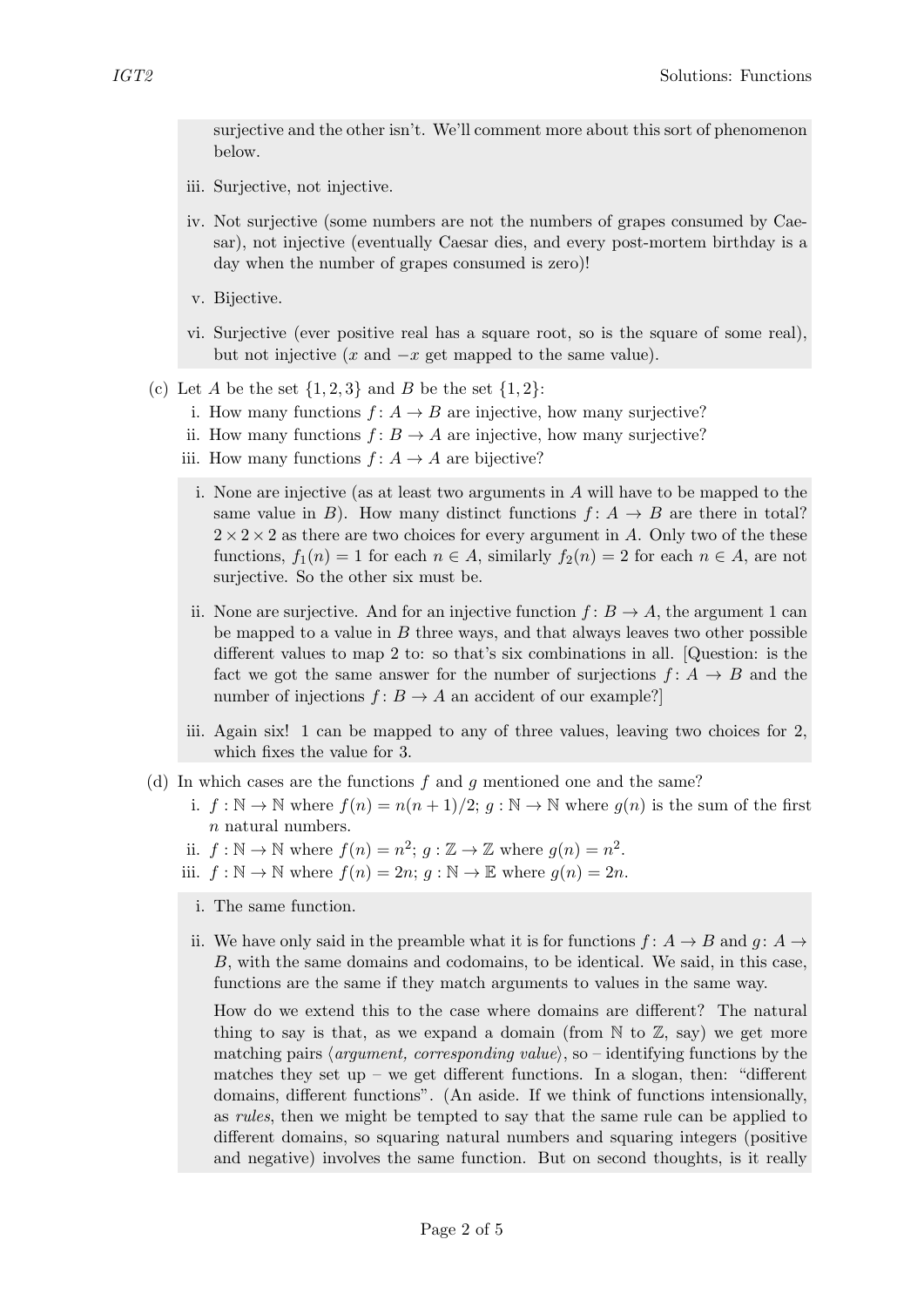surjective and the other isn't. We'll comment more about this sort of phenomenon below.

iii. Surjective, not injective.

iv. Not surjective (some numbers are not the numbers of grapes consumed by Caesar), not injective (eventually Caesar dies, and every post-mortem birthday is a day when the number of grapes consumed is zero)!

v. Bijective.

vi. Surjective (ever positive real has a square root, so is the square of some real), but not injective ($x$ and $-x$ get mapped to the same value).

(c) Let $A$ be the set $\{1, 2, 3\}$ and $B$ be the set $\{1, 2\}$:

i. How many functions $f\colon A \to B$ are injective, how many surjective?
ii. How many functions $f\colon B \to A$ are injective, how many surjective?
iii. How many functions $f\colon A \to A$ are bijective?

i. None are injective (as at least two arguments in $A$ will have to be mapped to the same value in $B$). How many distinct functions $f\colon A \to B$ are there in total? $2 \times 2 \times 2$ as there are two choices for every argument in $A$. Only two of the these functions, $f_1(n) = 1$ for each $n \in A$, similarly $f_2(n) = 2$ for each $n \in A$, are not surjective. So the other six must be.

ii. None are surjective. And for an injective function $f\colon B \to A$, the argument 1 can be mapped to a value in $B$ three ways, and that always leaves two other possible different values to map 2 to: so that's six combinations in all. [Question: is the fact we got the same answer for the number of surjections $f\colon A \to B$ and the number of injections $f\colon B \to A$ an accident of our example?]

iii. Again six! 1 can be mapped to any of three values, leaving two choices for 2, which fixes the value for 3.

(d) In which cases are the functions $f$ and $g$ mentioned one and the same?

i. $f : \mathbb{N} \to \mathbb{N}$ where $f(n) = n(n + 1)/2$; $g : \mathbb{N} \to \mathbb{N}$ where $g(n)$ is the sum of the first $n$ natural numbers.
ii. $f : \mathbb{N} \to \mathbb{N}$ where $f(n) = n^2$; $g : \mathbb{Z} \to \mathbb{Z}$ where $g(n) = n^2$.
iii. $f : \mathbb{N} \to \mathbb{N}$ where $f(n) = 2n$; $g : \mathbb{N} \to \mathbb{E}$ where $g(n) = 2n$.

i. The same function.

ii. We have only said in the preamble what it is for functions $f\colon A \to B$ and $g\colon A \to B$, with the same domains and codomains, to be identical. We said, in this case, functions are the same if they match arguments to values in the same way.

How do we extend this to the case where domains are different? The natural thing to say is that, as we expand a domain (from $\mathbb{N}$ to $\mathbb{Z}$, say) we get more matching pairs ⟨*argument, corresponding value*⟩, so – identifying functions by the matches they set up – we get different functions. In a slogan, then: "different domains, different functions". (An aside. If we think of functions intensionally, as *rules*, then we might be tempted to say that the same rule can be applied to different domains, so squaring natural numbers and squaring integers (positive and negative) involves the same function. But on second thoughts, is it really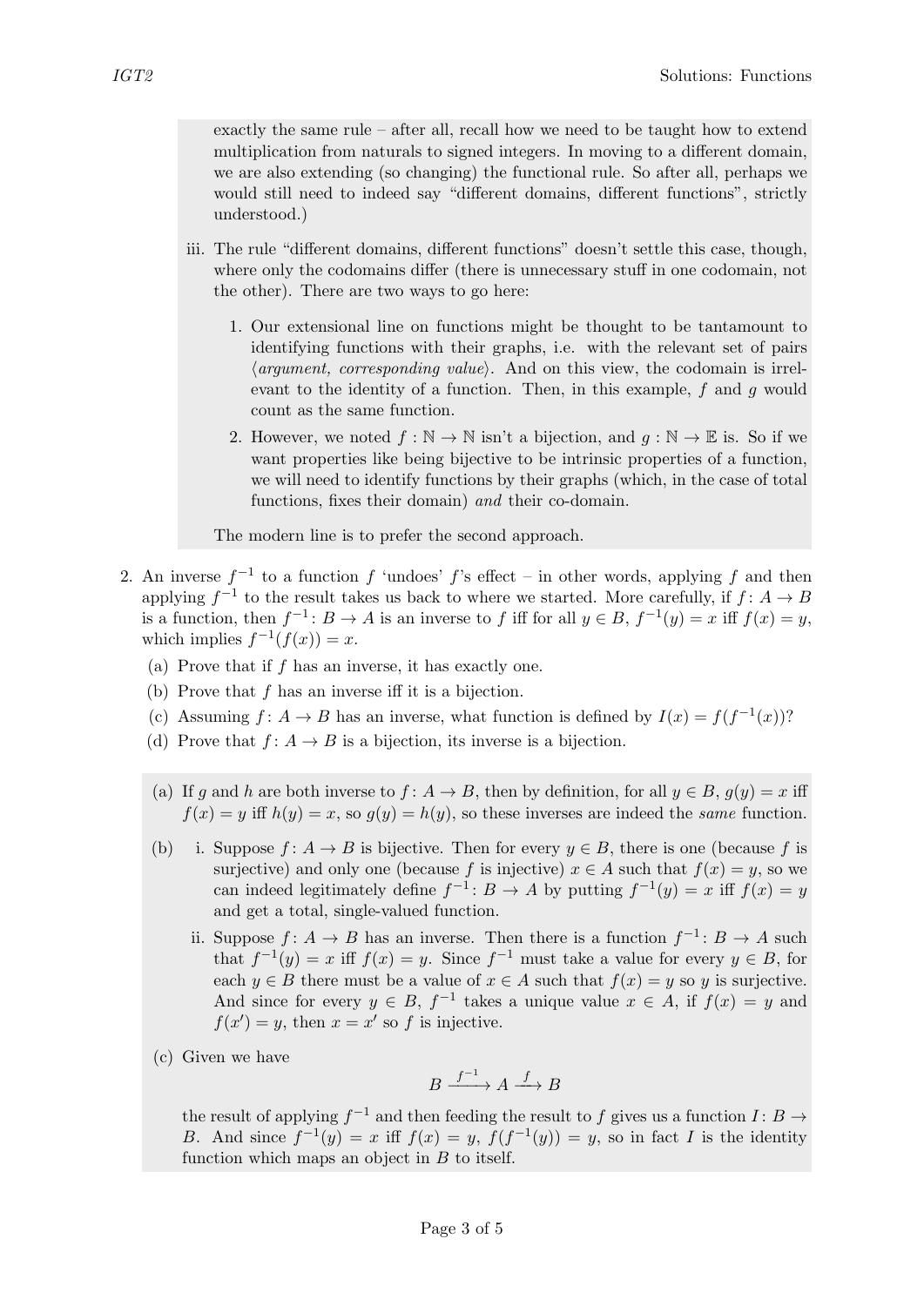exactly the same rule – after all, recall how we need to be taught how to extend multiplication from naturals to signed integers. In moving to a different domain, we are also extending (so changing) the functional rule. So after all, perhaps we would still need to indeed say "different domains, different functions", strictly understood.)

iii. The rule "different domains, different functions" doesn't settle this case, though, where only the codomains differ (there is unnecessary stuff in one codomain, not the other). There are two ways to go here:

1. Our extensional line on functions might be thought to be tantamount to identifying functions with their graphs, i.e. with the relevant set of pairs $\langle$*argument, corresponding value*$\rangle$. And on this view, the codomain is irrelevant to the identity of a function. Then, in this example, $f$ and $g$ would count as the same function.
2. However, we noted $f : \mathbb{N} \to \mathbb{N}$ isn't a bijection, and $g : \mathbb{N} \to \mathbb{E}$ is. So if we want properties like being bijective to be intrinsic properties of a function, we will need to identify functions by their graphs (which, in the case of total functions, fixes their domain) *and* their co-domain.

The modern line is to prefer the second approach.

2. An inverse $f^{-1}$ to a function $f$ 'undoes' $f$'s effect – in other words, applying $f$ and then applying $f^{-1}$ to the result takes us back to where we started. More carefully, if $f \colon A \to B$ is a function, then $f^{-1} \colon B \to A$ is an inverse to $f$ iff for all $y \in B$, $f^{-1}(y) = x$ iff $f(x) = y$, which implies $f^{-1}(f(x)) = x$.

   (a) Prove that if $f$ has an inverse, it has exactly one.

   (b) Prove that $f$ has an inverse iff it is a bijection.

   (c) Assuming $f \colon A \to B$ has an inverse, what function is defined by $I(x) = f(f^{-1}(x))$?

   (d) Prove that $f \colon A \to B$ is a bijection, its inverse is a bijection.

(a) If $g$ and $h$ are both inverse to $f \colon A \to B$, then by definition, for all $y \in B$, $g(y) = x$ iff $f(x) = y$ iff $h(y) = x$, so $g(y) = h(y)$, so these inverses are indeed the *same* function.

(b) i. Suppose $f \colon A \to B$ is bijective. Then for every $y \in B$, there is one (because $f$ is surjective) and only one (because $f$ is injective) $x \in A$ such that $f(x) = y$, so we can indeed legitimately define $f^{-1} \colon B \to A$ by putting $f^{-1}(y) = x$ iff $f(x) = y$ and get a total, single-valued function.

ii. Suppose $f \colon A \to B$ has an inverse. Then there is a function $f^{-1} \colon B \to A$ such that $f^{-1}(y) = x$ iff $f(x) = y$. Since $f^{-1}$ must take a value for every $y \in B$, for each $y \in B$ there must be a value of $x \in A$ such that $f(x) = y$ so $y$ is surjective. And since for every $y \in B$, $f^{-1}$ takes a unique value $x \in A$, if $f(x) = y$ and $f(x') = y$, then $x = x'$ so $f$ is injective.

(c) Given we have

$$B \xrightarrow{f^{-1}} A \xrightarrow{f} B$$

the result of applying $f^{-1}$ and then feeding the result to $f$ gives us a function $I \colon B \to B$. And since $f^{-1}(y) = x$ iff $f(x) = y$, $f(f^{-1}(y)) = y$, so in fact $I$ is the identity function which maps an object in $B$ to itself.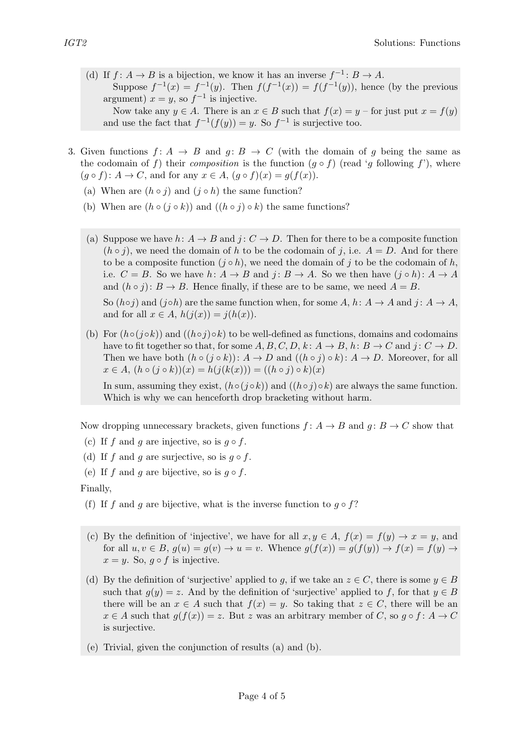(d) If $f\colon A \to B$ is a bijection, we know it has an inverse $f^{-1}\colon B \to A$.

Suppose $f^{-1}(x) = f^{-1}(y)$. Then $f(f^{-1}(x)) = f(f^{-1}(y))$, hence (by the previous argument) $x = y$, so $f^{-1}$ is injective.

Now take any $y \in A$. There is an $x \in B$ such that $f(x) = y$ – for just put $x = f(y)$ and use the fact that $f^{-1}(f(y)) = y$. So $f^{-1}$ is surjective too.

3. Given functions $f\colon A \to B$ and $g\colon B \to C$ (with the domain of $g$ being the same as the codomain of $f$) their *composition* is the function $(g \circ f)$ (read '$g$ following $f$'), where $(g \circ f)\colon A \to C$, and for any $x \in A$, $(g \circ f)(x) = g(f(x))$.

   (a) When are $(h \circ j)$ and $(j \circ h)$ the same function?

   (b) When are $(h \circ (j \circ k))$ and $((h \circ j) \circ k)$ the same functions?

(a) Suppose we have $h\colon A \to B$ and $j\colon C \to D$. Then for there to be a composite function $(h \circ j)$, we need the domain of $h$ to be the codomain of $j$, i.e. $A = D$. And for there to be a composite function $(j \circ h)$, we need the domain of $j$ to be the codomain of $h$, i.e. $C = B$. So we have $h\colon A \to B$ and $j\colon B \to A$. So we then have $(j \circ h)\colon A \to A$ and $(h \circ j)\colon B \to B$. Hence finally, if these are to be same, we need $A = B$.

So $(h \circ j)$ and $(j \circ h)$ are the same function when, for some $A$, $h\colon A \to A$ and $j\colon A \to A$, and for all $x \in A$, $h(j(x)) = j(h(x))$.

(b) For $(h \circ (j \circ k))$ and $((h \circ j) \circ k)$ to be well-defined as functions, domains and codomains have to fit together so that, for some $A, B, C, D$, $k\colon A \to B$, $h\colon B \to C$ and $j\colon C \to D$. Then we have both $(h \circ (j \circ k))\colon A \to D$ and $((h \circ j) \circ k)\colon A \to D$. Moreover, for all $x \in A$, $(h \circ (j \circ k))(x) = h(j(k(x))) = ((h \circ j) \circ k)(x)$

In sum, assuming they exist, $(h \circ (j \circ k))$ and $((h \circ j) \circ k)$ are always the same function. Which is why we can henceforth drop bracketing without harm.

Now dropping unnecessary brackets, given functions $f\colon A \to B$ and $g\colon B \to C$ show that

(c) If $f$ and $g$ are injective, so is $g \circ f$.

(d) If $f$ and $g$ are surjective, so is $g \circ f$.

(e) If $f$ and $g$ are bijective, so is $g \circ f$.

Finally,

(f) If $f$ and $g$ are bijective, what is the inverse function to $g \circ f$?

(c) By the definition of 'injective', we have for all $x, y \in A$, $f(x) = f(y) \to x = y$, and for all $u, v \in B$, $g(u) = g(v) \to u = v$. Whence $g(f(x)) = g(f(y)) \to f(x) = f(y) \to x = y$. So, $g \circ f$ is injective.

(d) By the definition of 'surjective' applied to $g$, if we take an $z \in C$, there is some $y \in B$ such that $g(y) = z$. And by the definition of 'surjective' applied to $f$, for that $y \in B$ there will be an $x \in A$ such that $f(x) = y$. So taking that $z \in C$, there will be an $x \in A$ such that $g(f(x)) = z$. But $z$ was an arbitrary member of $C$, so $g \circ f\colon A \to C$ is surjective.

(e) Trivial, given the conjunction of results (a) and (b).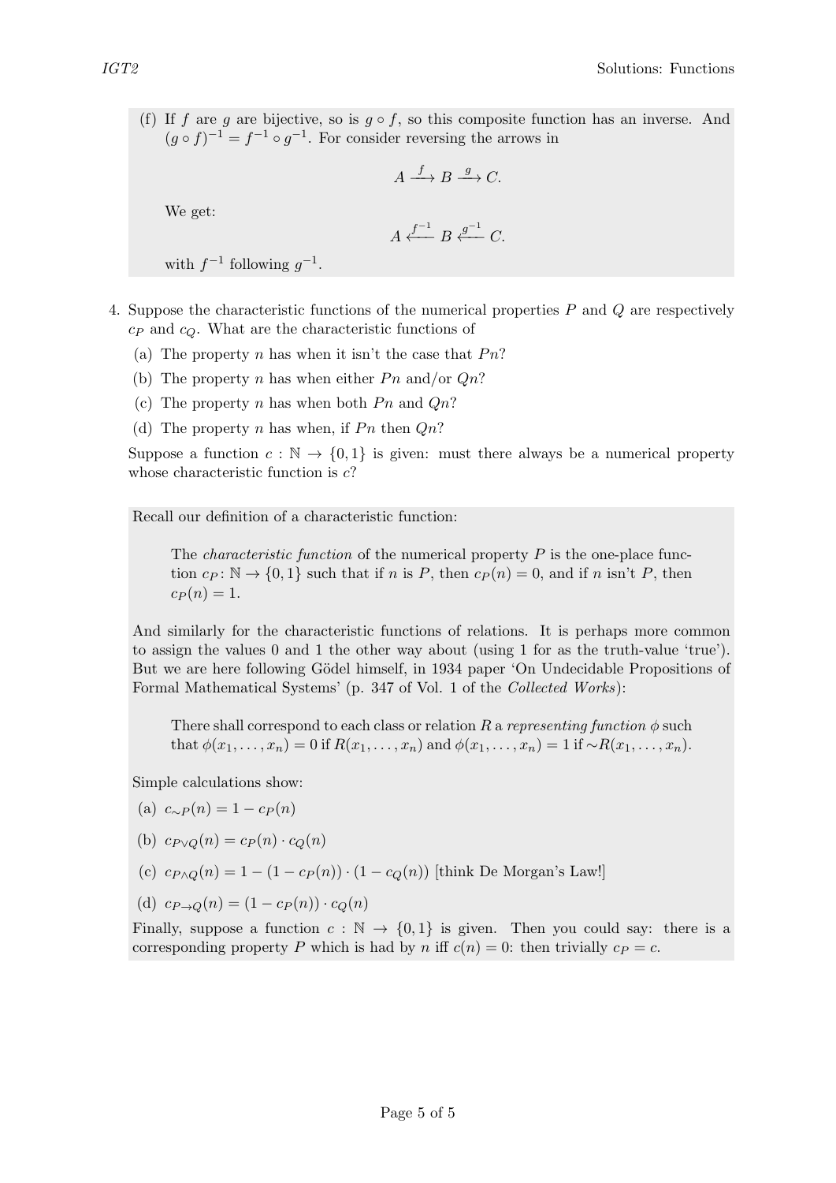(f) If $f$ are $g$ are bijective, so is $g \circ f$, so this composite function has an inverse. And $(g \circ f)^{-1} = f^{-1} \circ g^{-1}$. For consider reversing the arrows in

$$A \xrightarrow{f} B \xrightarrow{g} C.$$

We get:

$$A \xleftarrow{f^{-1}} B \xleftarrow{g^{-1}} C.$$

with $f^{-1}$ following $g^{-1}$.

4. Suppose the characteristic functions of the numerical properties $P$ and $Q$ are respectively $c_P$ and $c_Q$. What are the characteristic functions of

   (a) The property $n$ has when it isn't the case that $Pn$?

   (b) The property $n$ has when either $Pn$ and/or $Qn$?

   (c) The property $n$ has when both $Pn$ and $Qn$?

   (d) The property $n$ has when, if $Pn$ then $Qn$?

   Suppose a function $c : \mathbb{N} \to \{0, 1\}$ is given: must there always be a numerical property whose characteristic function is $c$?

Recall our definition of a characteristic function:

> The *characteristic function* of the numerical property $P$ is the one-place function $c_P : \mathbb{N} \to \{0, 1\}$ such that if $n$ is $P$, then $c_P(n) = 0$, and if $n$ isn't $P$, then $c_P(n) = 1$.

And similarly for the characteristic functions of relations. It is perhaps more common to assign the values 0 and 1 the other way about (using 1 for as the truth-value 'true'). But we are here following Gödel himself, in 1934 paper 'On Undecidable Propositions of Formal Mathematical Systems' (p. 347 of Vol. 1 of the *Collected Works*):

> There shall correspond to each class or relation $R$ a *representing function* $\phi$ such that $\phi(x_1, \ldots, x_n) = 0$ if $R(x_1, \ldots, x_n)$ and $\phi(x_1, \ldots, x_n) = 1$ if $\sim R(x_1, \ldots, x_n)$.

Simple calculations show:

(a) $c_{\sim P}(n) = 1 - c_P(n)$

(b) $c_{P \vee Q}(n) = c_P(n) \cdot c_Q(n)$

(c) $c_{P \wedge Q}(n) = 1 - (1 - c_P(n)) \cdot (1 - c_Q(n))$ [think De Morgan's Law!]

(d) $c_{P \to Q}(n) = (1 - c_P(n)) \cdot c_Q(n)$

Finally, suppose a function $c : \mathbb{N} \to \{0, 1\}$ is given. Then you could say: there is a corresponding property $P$ which is had by $n$ iff $c(n) = 0$: then trivially $c_P = c$.